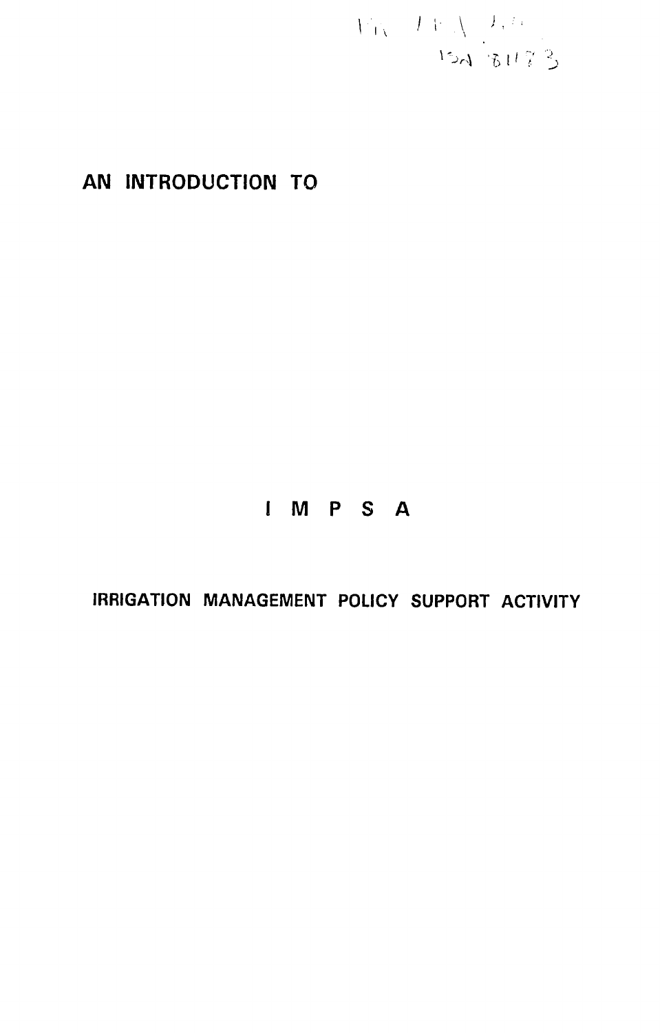# AN INTRODUCTION TO

# I M P S A

## IRRIGATION MANAGEMENT POLICY SUPPORT ACTIVITY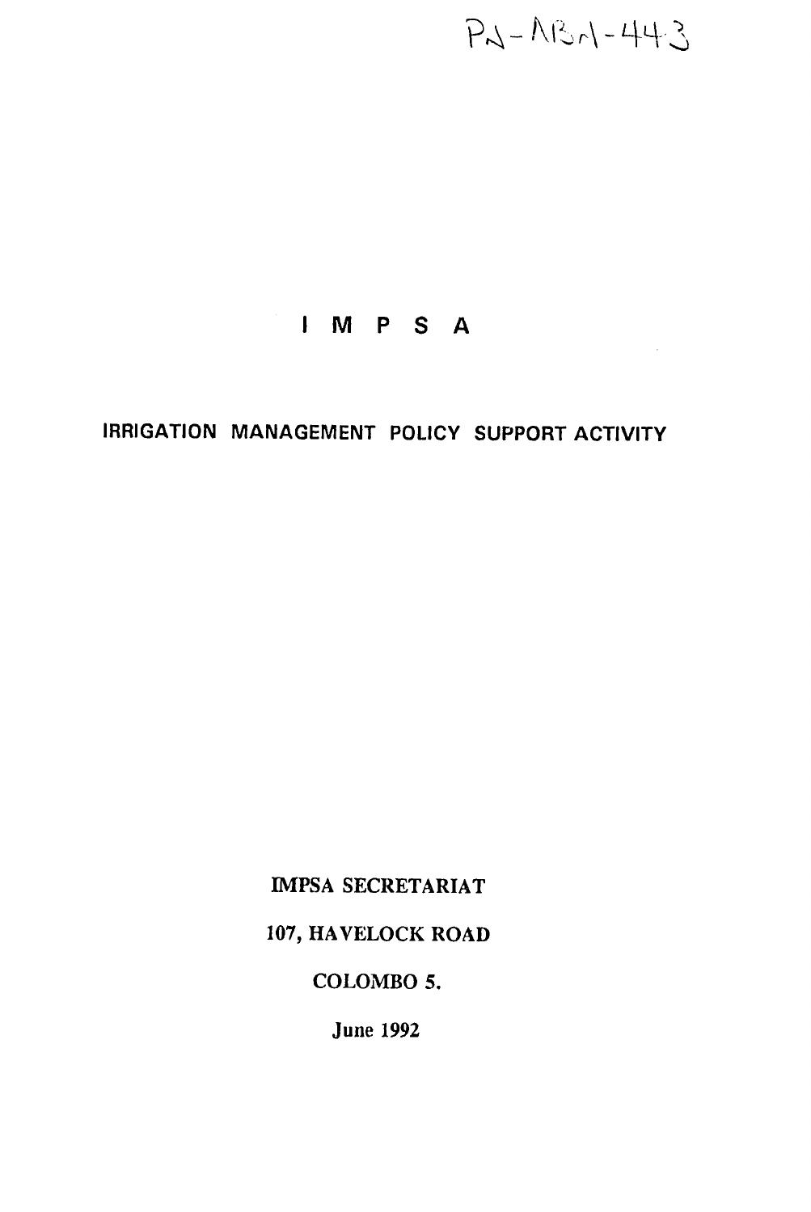PN-ABN-443

# I M P S A

## IRRIGATION MANAGEMENT POLICY SUPPORT ACTIVITY

IMPSA SECRETARIAT

107, HAVELOCK ROAD

COLOMBO 5.

June 1992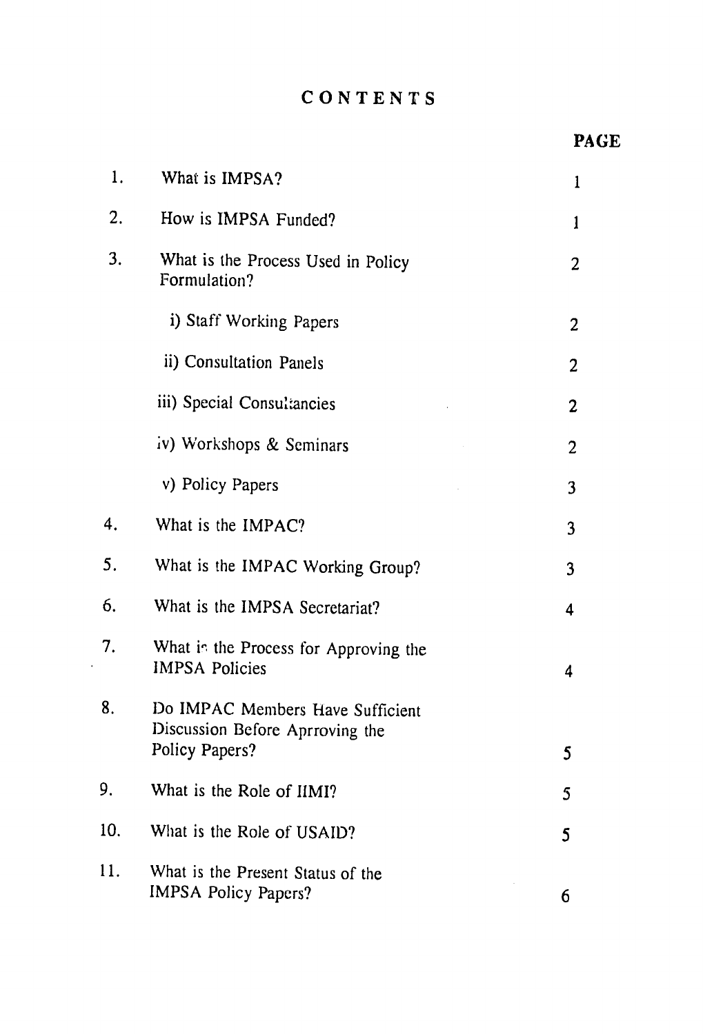# CONTENTS

| | | PAGE |
|---|---|---|
| 1. | What is IMPSA? | 1 |
| 2. | How is IMPSA Funded? | 1 |
| 3. | What is the Process Used in Policy Formulation? | 2 |
| | i) Staff Working Papers | 2 |
| | ii) Consultation Panels | 2 |
| | iii) Special Consultancies | 2 |
| | iv) Workshops & Seminars | 2 |
| | v) Policy Papers | 3 |
| 4. | What is the IMPAC? | 3 |
| 5. | What is the IMPAC Working Group? | 3 |
| 6. | What is the IMPSA Secretariat? | 4 |
| 7. | What is the Process for Approving the IMPSA Policies | 4 |
| 8. | Do IMPAC Members Have Sufficient Discussion Before Aprroving the Policy Papers? | 5 |
| 9. | What is the Role of IIMI? | 5 |
| 10. | What is the Role of USAID? | 5 |
| 11. | What is the Present Status of the IMPSA Policy Papers? | 6 |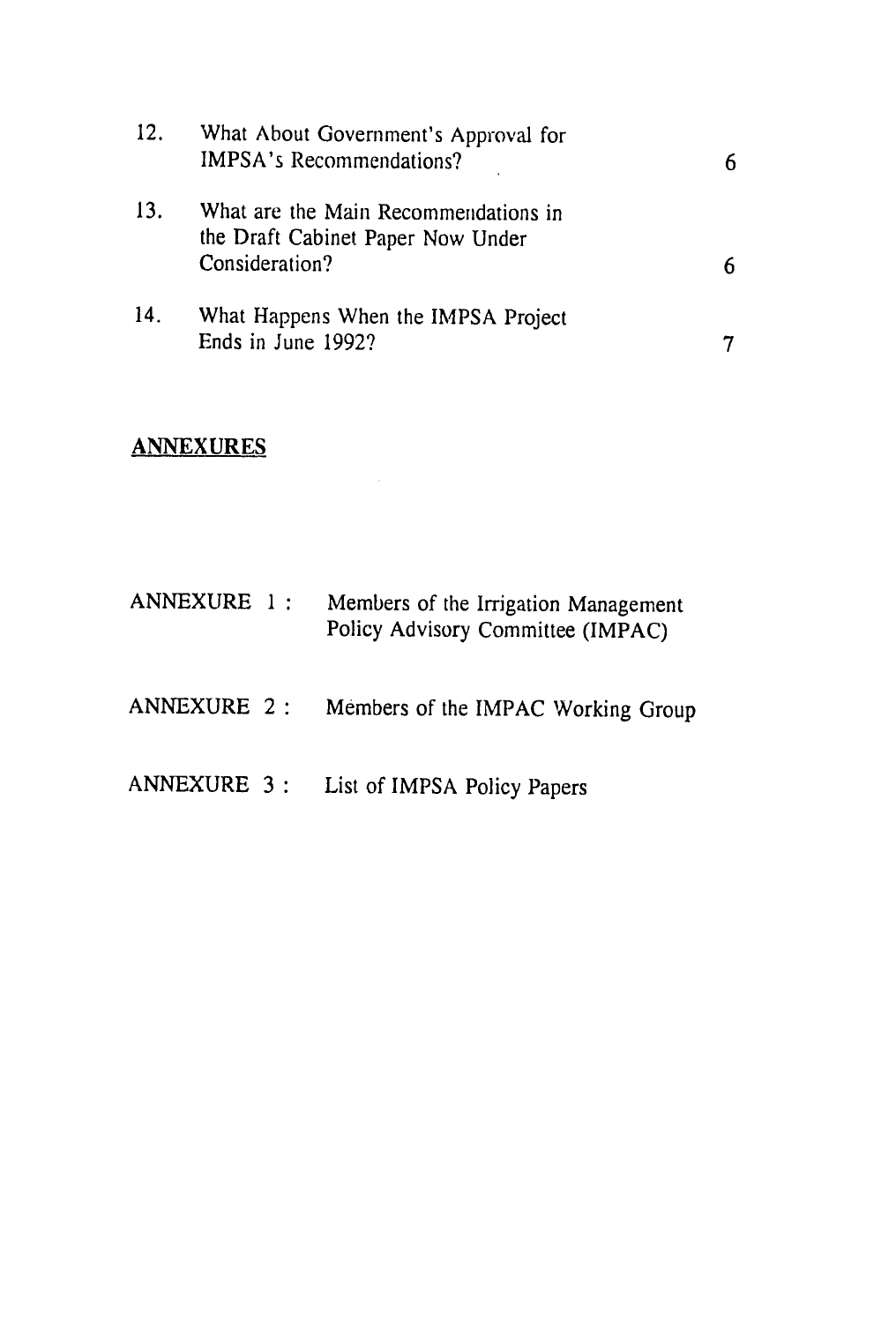| | | |
|---|---|---|
| 12. | What About Government's Approval for IMPSA's Recommendations? | 6 |
| 13. | What are the Main Recommendations in the Draft Cabinet Paper Now Under Consideration? | 6 |
| 14. | What Happens When the IMPSA Project Ends in June 1992? | 7 |

## ANNEXURES

ANNEXURE 1 : Members of the Irrigation Management Policy Advisory Committee (IMPAC)

ANNEXURE 2 : Members of the IMPAC Working Group

ANNEXURE 3 : List of IMPSA Policy Papers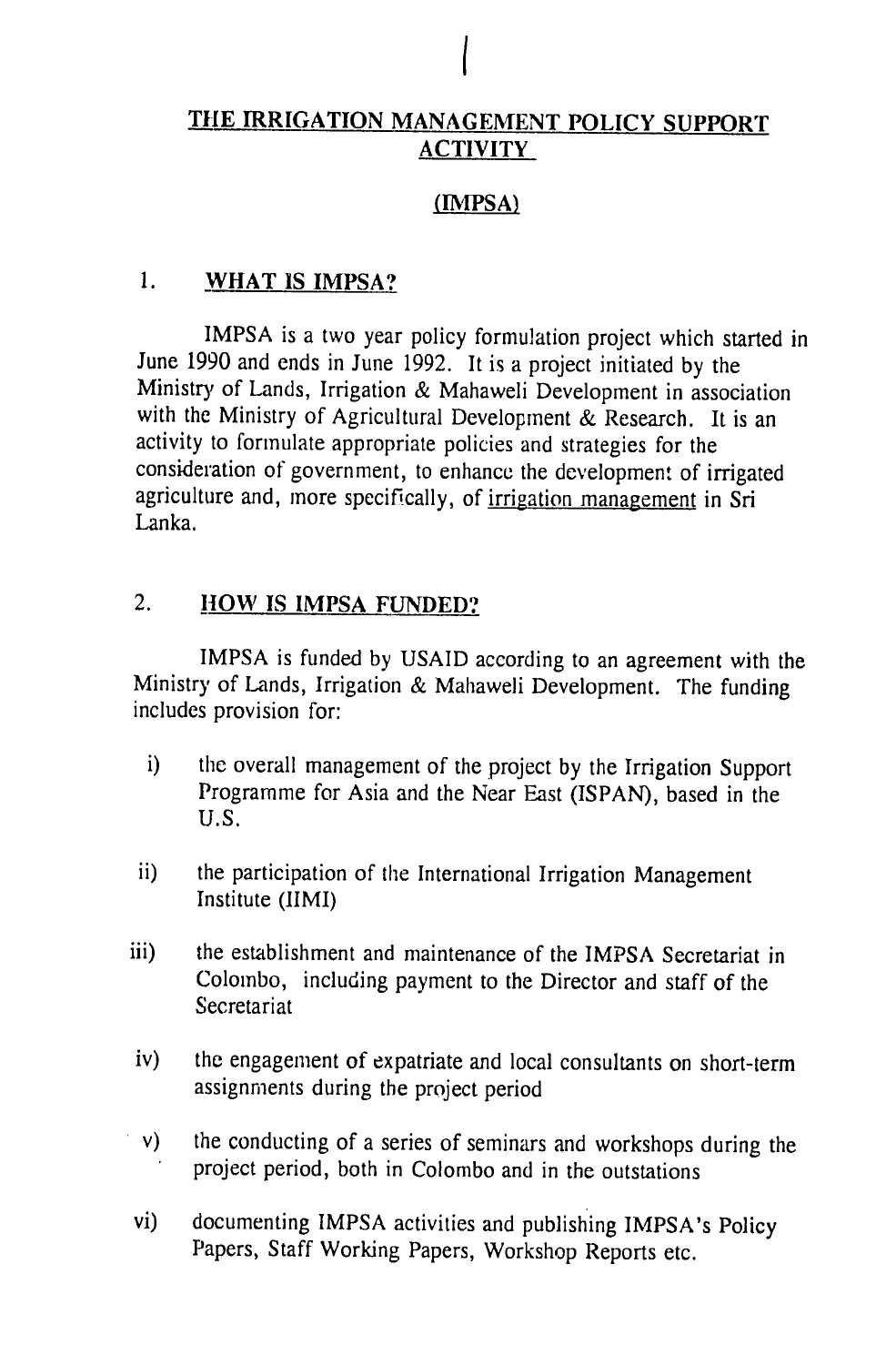## THE IRRIGATION MANAGEMENT POLICY SUPPORT ACTIVITY

## (IMPSA)

### 1. WHAT IS IMPSA?

IMPSA is a two year policy formulation project which started in June 1990 and ends in June 1992. It is a project initiated by the Ministry of Lands, Irrigation & Mahaweli Development in association with the Ministry of Agricultural Development & Research. It is an activity to formulate appropriate policies and strategies for the consideration of government, to enhance the development of irrigated agriculture and, more specifically, of irrigation management in Sri Lanka.

### 2. HOW IS IMPSA FUNDED?

IMPSA is funded by USAID according to an agreement with the Ministry of Lands, Irrigation & Mahaweli Development. The funding includes provision for:

i) the overall management of the project by the Irrigation Support Programme for Asia and the Near East (ISPAN), based in the U.S.

ii) the participation of the International Irrigation Management Institute (IIMI)

iii) the establishment and maintenance of the IMPSA Secretariat in Colombo, including payment to the Director and staff of the Secretariat

iv) the engagement of expatriate and local consultants on short-term assignments during the project period

v) the conducting of a series of seminars and workshops during the project period, both in Colombo and in the outstations

vi) documenting IMPSA activities and publishing IMPSA's Policy Papers, Staff Working Papers, Workshop Reports etc.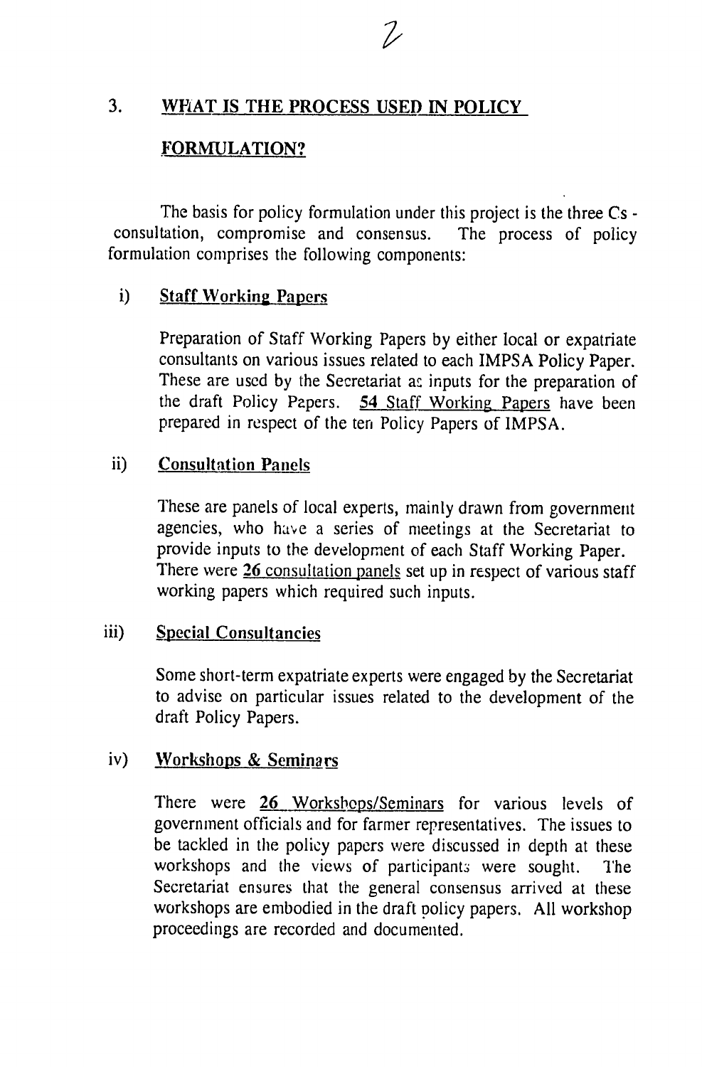## 3. WHAT IS THE PROCESS USED IN POLICY FORMULATION?

The basis for policy formulation under this project is the three Cs - consultation, compromise and consensus. The process of policy formulation comprises the following components:

i) **Staff Working Papers**

Preparation of Staff Working Papers by either local or expatriate consultants on various issues related to each IMPSA Policy Paper. These are used by the Secretariat as inputs for the preparation of the draft Policy Papers. 54 Staff Working Papers have been prepared in respect of the ten Policy Papers of IMPSA.

ii) **Consultation Panels**

These are panels of local experts, mainly drawn from government agencies, who have a series of meetings at the Secretariat to provide inputs to the development of each Staff Working Paper. There were 26 consultation panels set up in respect of various staff working papers which required such inputs.

iii) **Special Consultancies**

Some short-term expatriate experts were engaged by the Secretariat to advise on particular issues related to the development of the draft Policy Papers.

iv) **Workshops & Seminars**

There were 26 Workshops/Seminars for various levels of government officials and for farmer representatives. The issues to be tackled in the policy papers were discussed in depth at these workshops and the views of participants were sought. The Secretariat ensures that the general consensus arrived at these workshops are embodied in the draft policy papers. All workshop proceedings are recorded and documented.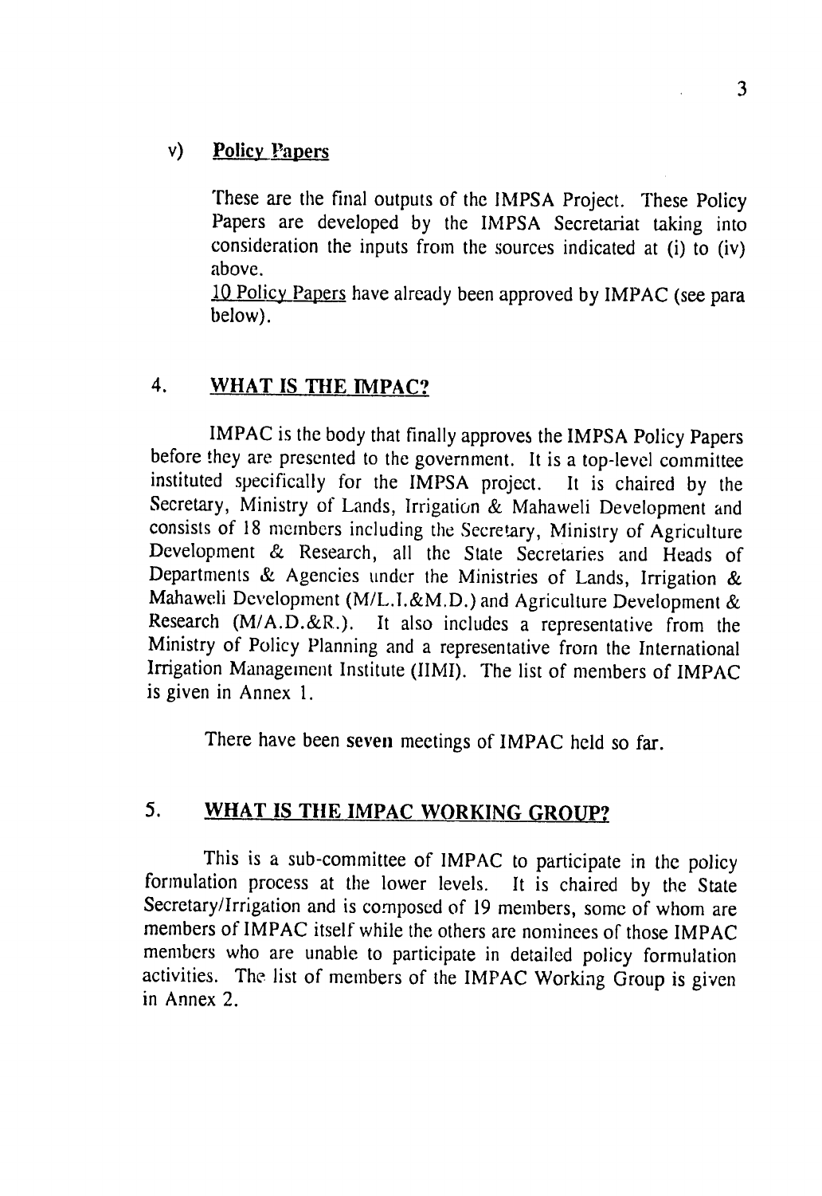v) <u>Policy Papers</u>

These are the final outputs of the IMPSA Project. These Policy Papers are developed by the IMPSA Secretariat taking into consideration the inputs from the sources indicated at (i) to (iv) above.
<u>10 Policy Papers</u> have already been approved by IMPAC (see para below).

## 4. WHAT IS THE IMPAC?

IMPAC is the body that finally approves the IMPSA Policy Papers before they are presented to the government. It is a top-level committee instituted specifically for the IMPSA project. It is chaired by the Secretary, Ministry of Lands, Irrigation & Mahaweli Development and consists of 18 members including the Secretary, Ministry of Agriculture Development & Research, all the State Secretaries and Heads of Departments & Agencies under the Ministries of Lands, Irrigation & Mahaweli Development (M/L.I.&M.D.) and Agriculture Development & Research (M/A.D.&R.). It also includes a representative from the Ministry of Policy Planning and a representative from the International Irrigation Management Institute (IIMI). The list of members of IMPAC is given in Annex 1.

There have been seven meetings of IMPAC held so far.

## 5. WHAT IS THE IMPAC WORKING GROUP?

This is a sub-committee of IMPAC to participate in the policy formulation process at the lower levels. It is chaired by the State Secretary/Irrigation and is composed of 19 members, some of whom are members of IMPAC itself while the others are nominees of those IMPAC members who are unable to participate in detailed policy formulation activities. The list of members of the IMPAC Working Group is given in Annex 2.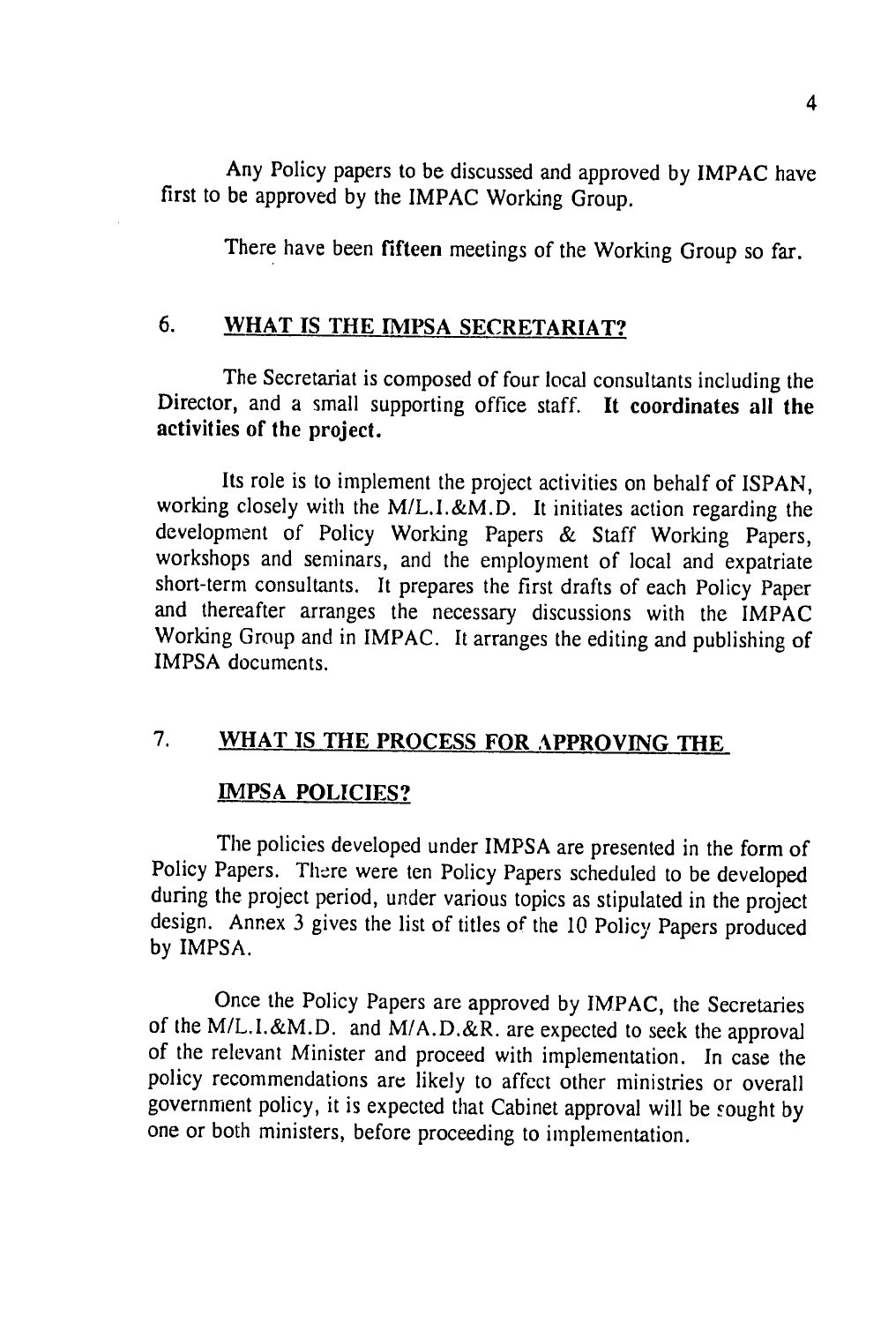Any Policy papers to be discussed and approved by IMPAC have first to be approved by the IMPAC Working Group.

There have been **fifteen** meetings of the Working Group so far.

## 6. WHAT IS THE IMPSA SECRETARIAT?

The Secretariat is composed of four local consultants including the Director, and a small supporting office staff. **It coordinates all the activities of the project.**

Its role is to implement the project activities on behalf of ISPAN, working closely with the M/L.I.&M.D. It initiates action regarding the development of Policy Working Papers & Staff Working Papers, workshops and seminars, and the employment of local and expatriate short-term consultants. It prepares the first drafts of each Policy Paper and thereafter arranges the necessary discussions with the IMPAC Working Group and in IMPAC. It arranges the editing and publishing of IMPSA documents.

## 7. WHAT IS THE PROCESS FOR APPROVING THE IMPSA POLICIES?

The policies developed under IMPSA are presented in the form of Policy Papers. There were ten Policy Papers scheduled to be developed during the project period, under various topics as stipulated in the project design. Annex 3 gives the list of titles of the 10 Policy Papers produced by IMPSA.

Once the Policy Papers are approved by IMPAC, the Secretaries of the M/L.I.&M.D. and M/A.D.&R. are expected to seek the approval of the relevant Minister and proceed with implementation. In case the policy recommendations are likely to affect other ministries or overall government policy, it is expected that Cabinet approval will be sought by one or both ministers, before proceeding to implementation.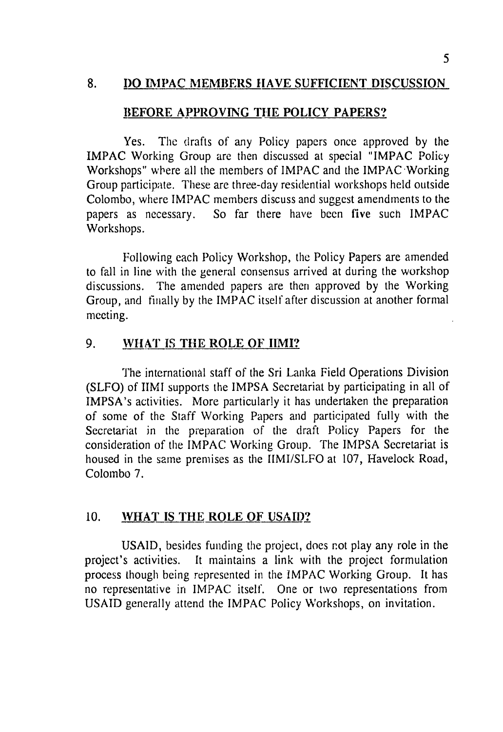## 8. DO IMPAC MEMBERS HAVE SUFFICIENT DISCUSSION BEFORE APPROVING THE POLICY PAPERS?

Yes. The drafts of any Policy papers once approved by the IMPAC Working Group are then discussed at special "IMPAC Policy Workshops" where all the members of IMPAC and the IMPAC Working Group participate. These are three-day residential workshops held outside Colombo, where IMPAC members discuss and suggest amendments to the papers as necessary. So far there have been five such IMPAC Workshops.

Following each Policy Workshop, the Policy Papers are amended to fall in line with the general consensus arrived at during the workshop discussions. The amended papers are then approved by the Working Group, and finally by the IMPAC itself after discussion at another formal meeting.

## 9. WHAT IS THE ROLE OF IIMI?

The international staff of the Sri Lanka Field Operations Division (SLFO) of IIMI supports the IMPSA Secretariat by participating in all of IMPSA's activities. More particularly it has undertaken the preparation of some of the Staff Working Papers and participated fully with the Secretariat in the preparation of the draft Policy Papers for the consideration of the IMPAC Working Group. The IMPSA Secretariat is housed in the same premises as the IIMI/SLFO at 107, Havelock Road, Colombo 7.

## 10. WHAT IS THE ROLE OF USAID?

USAID, besides funding the project, does not play any role in the project's activities. It maintains a link with the project formulation process though being represented in the IMPAC Working Group. It has no representative in IMPAC itself. One or two representations from USAID generally attend the IMPAC Policy Workshops, on invitation.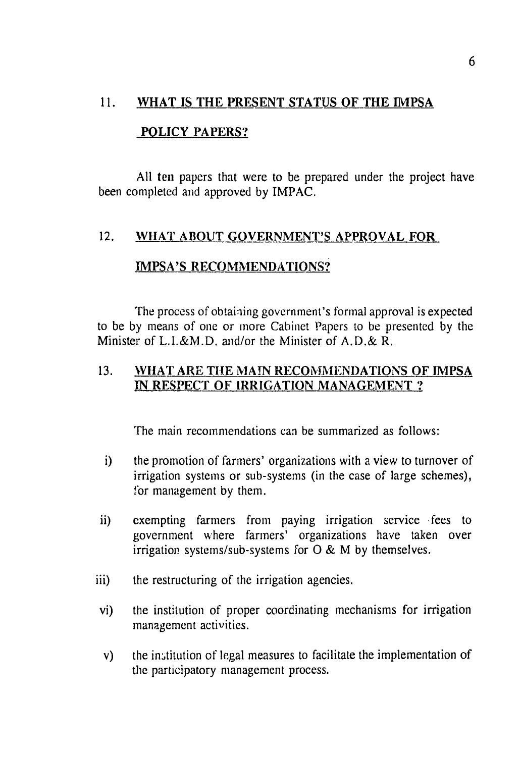## 11. WHAT IS THE PRESENT STATUS OF THE IMPSA POLICY PAPERS?

All **ten** papers that were to be prepared under the project have been completed and approved by IMPAC.

## 12. WHAT ABOUT GOVERNMENT'S APPROVAL FOR IMPSA'S RECOMMENDATIONS?

The process of obtaining government's formal approval is expected to be by means of one or more Cabinet Papers to be presented by the Minister of L.I.&M.D. and/or the Minister of A.D.& R.

## 13. WHAT ARE THE MAIN RECOMMENDATIONS OF IMPSA IN RESPECT OF IRRIGATION MANAGEMENT ?

The main recommendations can be summarized as follows:

i) the promotion of farmers' organizations with a view to turnover of irrigation systems or sub-systems (in the case of large schemes), for management by them.

ii) exempting farmers from paying irrigation service fees to government where farmers' organizations have taken over irrigation systems/sub-systems for O & M by themselves.

iii) the restructuring of the irrigation agencies.

vi) the institution of proper coordinating mechanisms for irrigation management activities.

v) the institution of legal measures to facilitate the implementation of the participatory management process.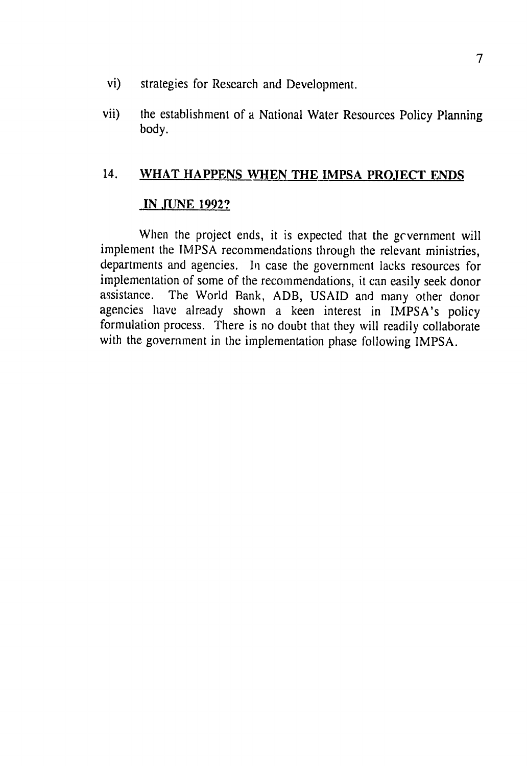vi) strategies for Research and Development.

vii) the establishment of a National Water Resources Policy Planning body.

## 14. WHAT HAPPENS WHEN THE IMPSA PROJECT ENDS IN JUNE 1992?

When the project ends, it is expected that the government will implement the IMPSA recommendations through the relevant ministries, departments and agencies. In case the government lacks resources for implementation of some of the recommendations, it can easily seek donor assistance. The World Bank, ADB, USAID and many other donor agencies have already shown a keen interest in IMPSA's policy formulation process. There is no doubt that they will readily collaborate with the government in the implementation phase following IMPSA.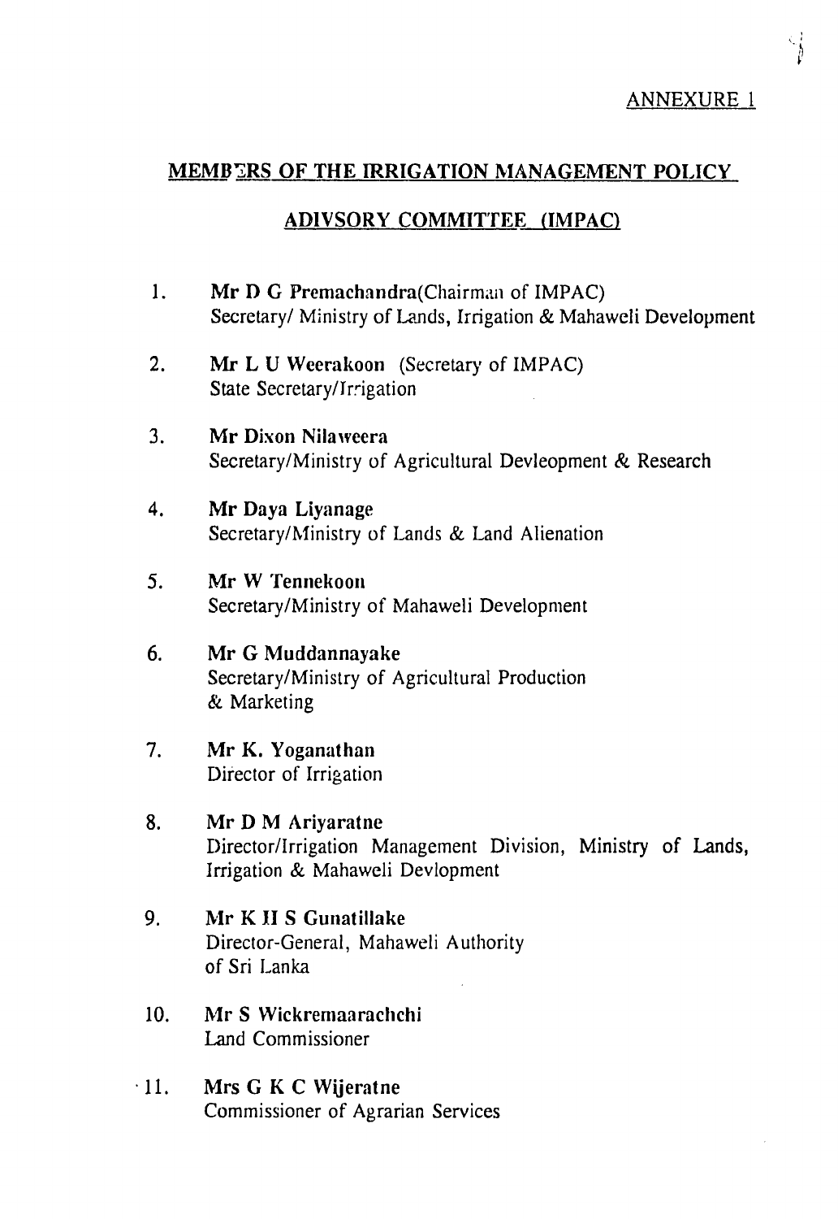ANNEXURE 1

## MEMBERS OF THE IRRIGATION MANAGEMENT POLICY ADIVSORY COMMITTEE (IMPAC)

1. **Mr D G Premachandra**(Chairman of IMPAC)
   Secretary/ Ministry of Lands, Irrigation & Mahaweli Development

2. **Mr L U Weerakoon** (Secretary of IMPAC)
   State Secretary/Irrigation

3. **Mr Dixon Nilaweera**
   Secretary/Ministry of Agricultural Devleopment & Research

4. **Mr Daya Liyanage**
   Secretary/Ministry of Lands & Land Alienation

5. **Mr W Tennekoon**
   Secretary/Ministry of Mahaweli Development

6. **Mr G Muddannayake**
   Secretary/Ministry of Agricultural Production & Marketing

7. **Mr K. Yoganathan**
   Director of Irrigation

8. **Mr D M Ariyaratne**
   Director/Irrigation Management Division, Ministry of Lands, Irrigation & Mahaweli Devlopment

9. **Mr K H S Gunatillake**
   Director-General, Mahaweli Authority of Sri Lanka

10. **Mr S Wickremaarachchi**
    Land Commissioner

11. **Mrs G K C Wijeratne**
    Commissioner of Agrarian Services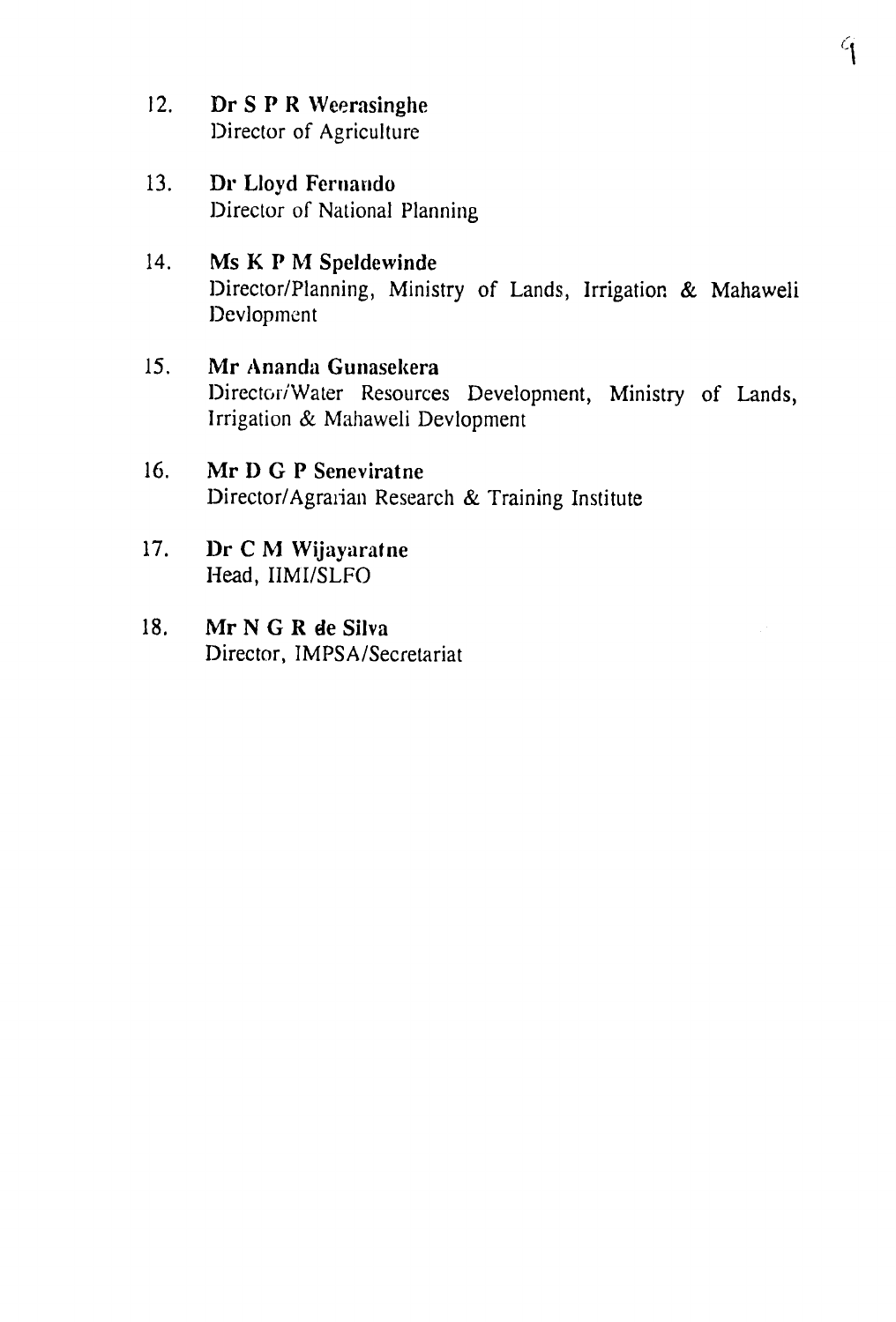12. **Dr S P R Weerasinghe**
    Director of Agriculture

13. **Dr Lloyd Fernando**
    Director of National Planning

14. **Ms K P M Speldewinde**
    Director/Planning, Ministry of Lands, Irrigation & Mahaweli Devlopment

15. **Mr Ananda Gunasekera**
    Director/Water Resources Development, Ministry of Lands, Irrigation & Mahaweli Devlopment

16. **Mr D G P Seneviratne**
    Director/Agrarian Research & Training Institute

17. **Dr C M Wijayaratne**
    Head, IIMI/SLFO

18. **Mr N G R de Silva**
    Director, IMPSA/Secretariat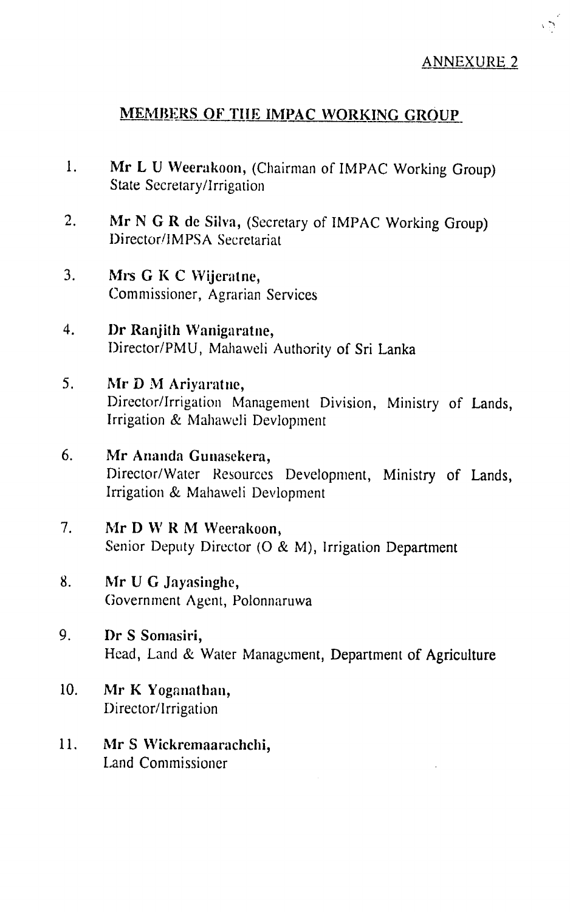ANNEXURE 2

## MEMBERS OF THE IMPAC WORKING GROUP

1. **Mr L U Weerakoon,** (Chairman of IMPAC Working Group)
   State Secretary/Irrigation

2. **Mr N G R de Silva,** (Secretary of IMPAC Working Group)
   Director/IMPSA Secretariat

3. **Mrs G K C Wijeratne,**
   Commissioner, Agrarian Services

4. **Dr Ranjith Wanigaratne,**
   Director/PMU, Mahaweli Authority of Sri Lanka

5. **Mr D M Ariyaratne,**
   Director/Irrigation Management Division, Ministry of Lands, Irrigation & Mahaweli Devlopment

6. **Mr Ananda Gunasekera,**
   Director/Water Resources Development, Ministry of Lands, Irrigation & Mahaweli Devlopment

7. **Mr D W R M Weerakoon,**
   Senior Deputy Director (O & M), Irrigation Department

8. **Mr U G Jayasinghe,**
   Government Agent, Polonnaruwa

9. **Dr S Somasiri,**
   Head, Land & Water Management, Department of Agriculture

10. **Mr K Yoganathan,**
    Director/Irrigation

11. **Mr S Wickremaarachchi,**
    Land Commissioner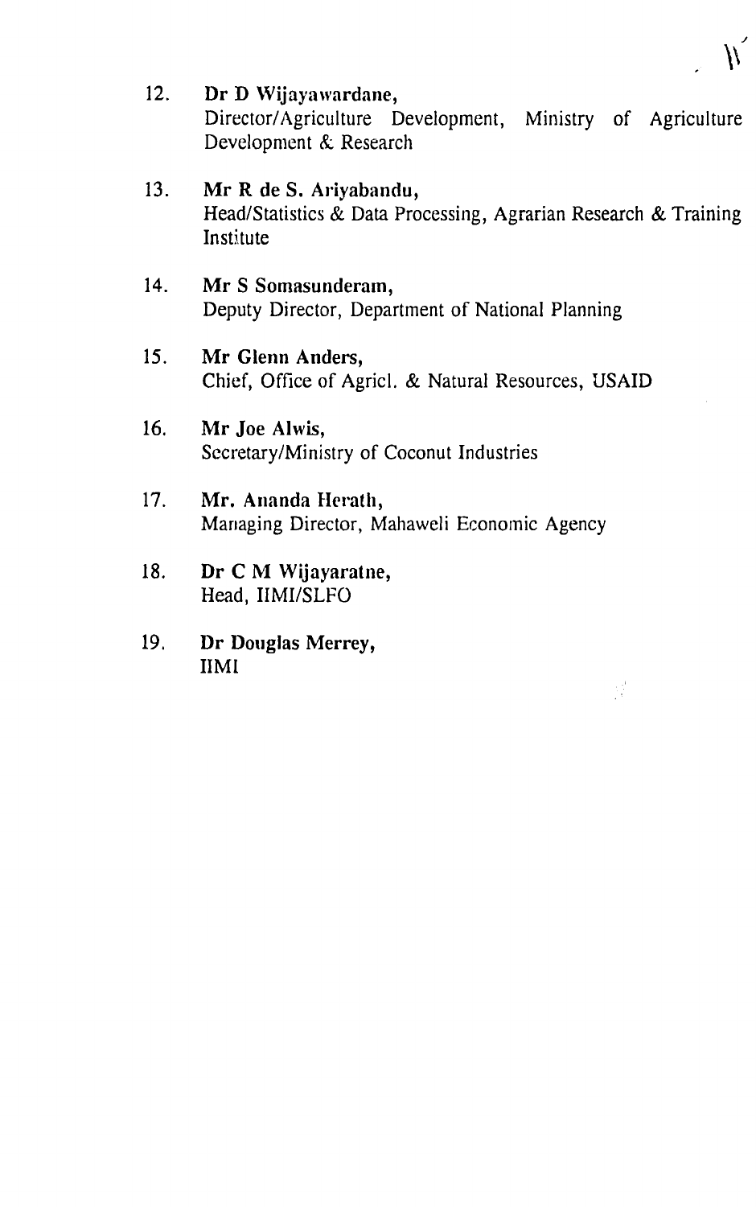12. **Dr D Wijayawardane,**
    Director/Agriculture Development, Ministry of Agriculture Development & Research

13. **Mr R de S. Ariyabandu,**
    Head/Statistics & Data Processing, Agrarian Research & Training Institute

14. **Mr S Somasunderam,**
    Deputy Director, Department of National Planning

15. **Mr Glenn Anders,**
    Chief, Office of Agricl. & Natural Resources, USAID

16. **Mr Joe Alwis,**
    Secretary/Ministry of Coconut Industries

17. **Mr. Ananda Herath,**
    Managing Director, Mahaweli Economic Agency

18. **Dr C M Wijayaratne,**
    Head, IIMI/SLFO

19. **Dr Douglas Merrey,**
    IIMI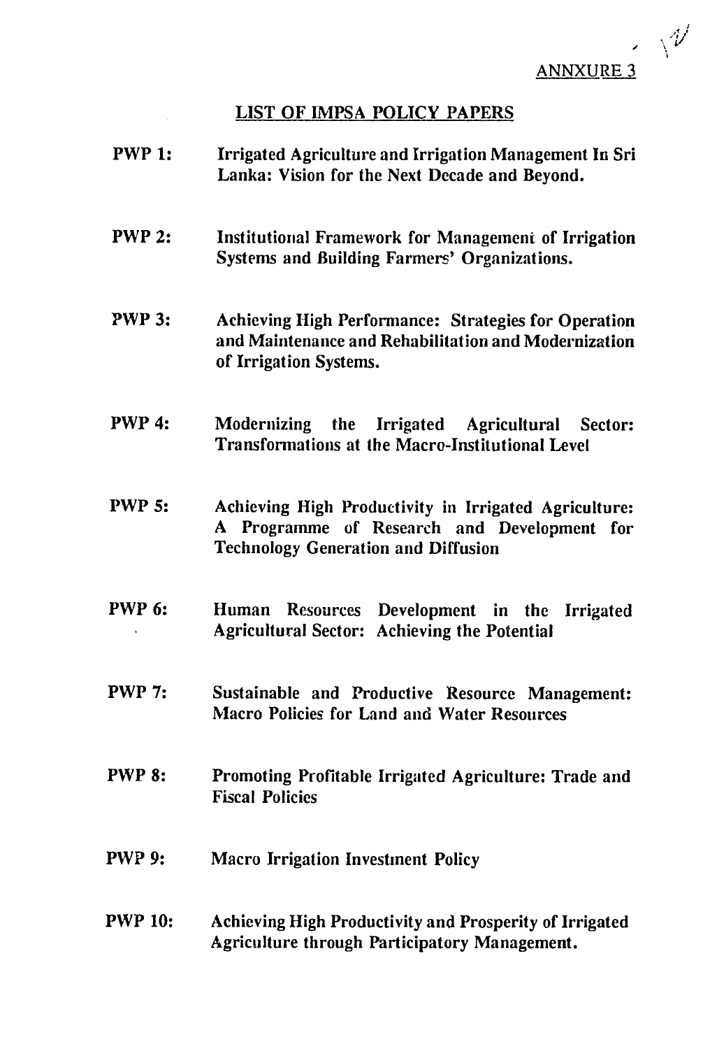ANNXURE 3

## LIST OF IMPSA POLICY PAPERS

**PWP 1:** **Irrigated Agriculture and Irrigation Management In Sri Lanka: Vision for the Next Decade and Beyond.**

**PWP 2:** **Institutional Framework for Management of Irrigation Systems and Building Farmers' Organizations.**

**PWP 3:** **Achieving High Performance: Strategies for Operation and Maintenance and Rehabilitation and Modernization of Irrigation Systems.**

**PWP 4:** **Modernizing the Irrigated Agricultural Sector: Transformations at the Macro-Institutional Level**

**PWP 5:** **Achieving High Productivity in Irrigated Agriculture: A Programme of Research and Development for Technology Generation and Diffusion**

**PWP 6:** **Human Resources Development in the Irrigated Agricultural Sector: Achieving the Potential**

**PWP 7:** **Sustainable and Productive Resource Management: Macro Policies for Land and Water Resources**

**PWP 8:** **Promoting Profitable Irrigated Agriculture: Trade and Fiscal Policies**

**PWP 9:** **Macro Irrigation Investment Policy**

**PWP 10:** **Achieving High Productivity and Prosperity of Irrigated Agriculture through Participatory Management.**